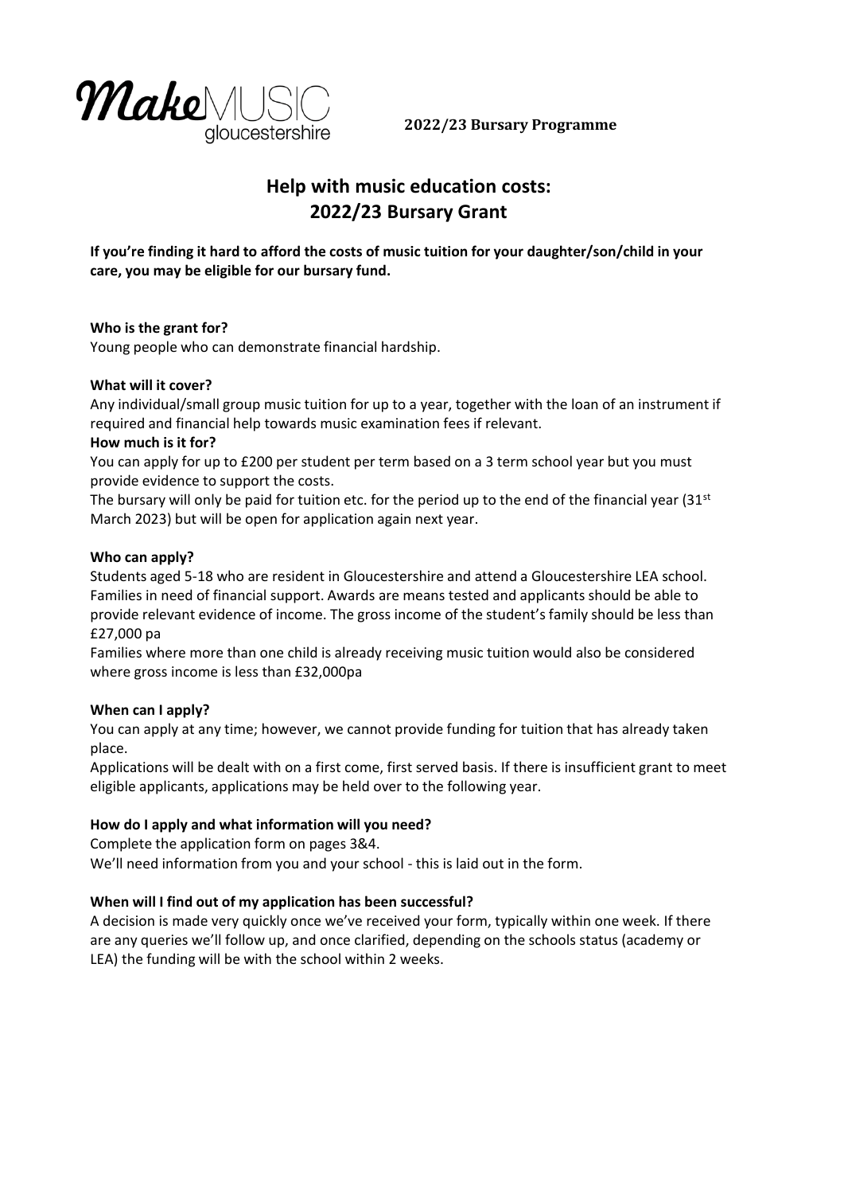**Make**MUSIC gloucestershire

**2022/23 Bursary Programme**

# Help with music education costs: 2022/23 Bursary Grant

**If you're finding it hard to afford the costs of music tuition for your daughter/son/child in your care, you may be eligible for our bursary fund.**

**Who is the grant for?**

Young people who can demonstrate financial hardship.

**What will it cover?**

Any individual/small group music tuition for up to a year, together with the loan of an instrument if required and financial help towards music examination fees if relevant.

**How much is it for?**

You can apply for up to £200 per student per term based on a 3 term school year but you must provide evidence to support the costs.

The bursary will only be paid for tuition etc. for the period up to the end of the financial year (31st March 2023) but will be open for application again next year.

**Who can apply?**

Students aged 5-18 who are resident in Gloucestershire and attend a Gloucestershire LEA school. Families in need of financial support. Awards are means tested and applicants should be able to provide relevant evidence of income. The gross income of the student's family should be less than £27,000 pa

Families where more than one child is already receiving music tuition would also be considered where gross income is less than £32,000pa

**When can I apply?**

You can apply at any time; however, we cannot provide funding for tuition that has already taken place.

Applications will be dealt with on a first come, first served basis. If there is insufficient grant to meet eligible applicants, applications may be held over to the following year.

**How do I apply and what information will you need?**

Complete the application form on pages 3&4.

We'll need information from you and your school - this is laid out in the form.

**When will I find out of my application has been successful?**

A decision is made very quickly once we've received your form, typically within one week. If there are any queries we'll follow up, and once clarified, depending on the schools status (academy or LEA) the funding will be with the school within 2 weeks.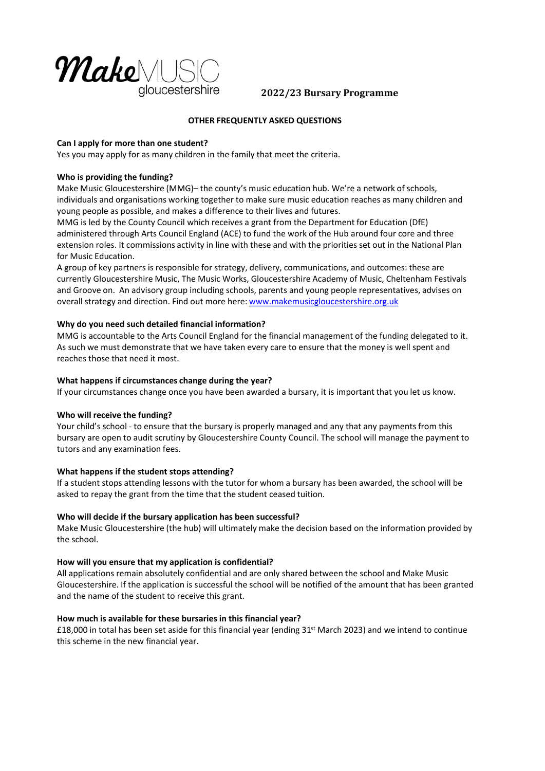MakeMUSIC gloucestershire

## 2022/23 Bursary Programme

### OTHER FREQUENTLY ASKED QUESTIONS

**Can I apply for more than one student?**

Yes you may apply for as many children in the family that meet the criteria.

**Who is providing the funding?**

Make Music Gloucestershire (MMG)– the county's music education hub. We're a network of schools, individuals and organisations working together to make sure music education reaches as many children and young people as possible, and makes a difference to their lives and futures.

MMG is led by the County Council which receives a grant from the Department for Education (DfE) administered through Arts Council England (ACE) to fund the work of the Hub around four core and three extension roles. It commissions activity in line with these and with the priorities set out in the National Plan for Music Education.

A group of key partners is responsible for strategy, delivery, communications, and outcomes: these are currently Gloucestershire Music, The Music Works, Gloucestershire Academy of Music, Cheltenham Festivals and Groove on. An advisory group including schools, parents and young people representatives, advises on overall strategy and direction. Find out more here: [www.makemusicgloucestershire.org.uk](http://www.makemusicgloucestershire.org.uk)

**Why do you need such detailed financial information?**

MMG is accountable to the Arts Council England for the financial management of the funding delegated to it. As such we must demonstrate that we have taken every care to ensure that the money is well spent and reaches those that need it most.

**What happens if circumstances change during the year?**

If your circumstances change once you have been awarded a bursary, it is important that you let us know.

**Who will receive the funding?**

Your child's school - to ensure that the bursary is properly managed and any that any payments from this bursary are open to audit scrutiny by Gloucestershire County Council. The school will manage the payment to tutors and any examination fees.

**What happens if the student stops attending?**

If a student stops attending lessons with the tutor for whom a bursary has been awarded, the school will be asked to repay the grant from the time that the student ceased tuition.

**Who will decide if the bursary application has been successful?**

Make Music Gloucestershire (the hub) will ultimately make the decision based on the information provided by the school.

**How will you ensure that my application is confidential?**

All applications remain absolutely confidential and are only shared between the school and Make Music Gloucestershire. If the application is successful the school will be notified of the amount that has been granted and the name of the student to receive this grant.

**How much is available for these bursaries in this financial year?**

£18,000 in total has been set aside for this financial year (ending 31st March 2023) and we intend to continue this scheme in the new financial year.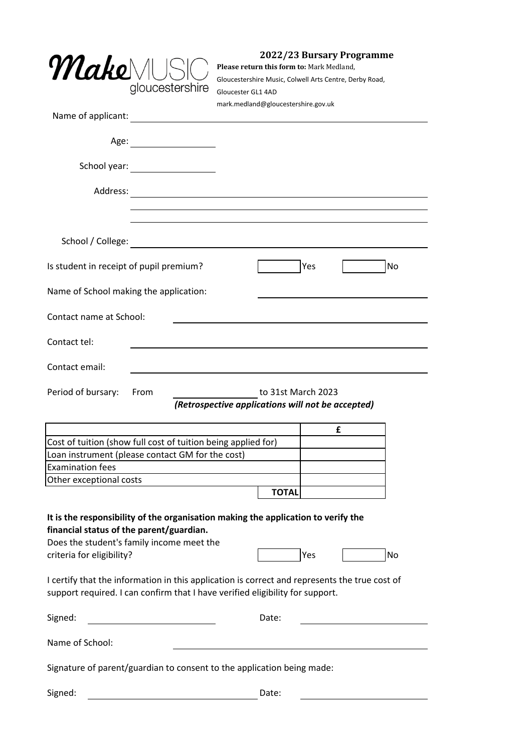**Make**MUSIC gloucestershire

## 2022/23 Bursary Programme

**Please return this form to:** Mark Medland, Gloucestershire Music, Colwell Arts Centre, Derby Road, Gloucester GL1 4AD

mark.medland@gloucestershire.gov.uk

Name of applicant: ______________________________

Age: ______________

School year: ______________

Address: ______________________________

______________________________

______________________________

School / College: ______________________________

Is student in receipt of pupil premium? [ ] Yes [ ] No

Name of School making the application: ______________________________

Contact name at School: ______________________________

Contact tel: ______________________________

Contact email: ______________________________

Period of bursary: From ______________ to 31st March 2023

***(Retrospective applications will not be accepted)***

| | £ |
|---|---|
| Cost of tuition (show full cost of tuition being applied for) | |
| Loan instrument (please contact GM for the cost) | |
| Examination fees | |
| Other exceptional costs | |
| **TOTAL** | |

**It is the responsibility of the organisation making the application to verify the financial status of the parent/guardian.**

Does the student's family income meet the criteria for eligibility? [ ] Yes [ ] No

I certify that the information in this application is correct and represents the true cost of support required. I can confirm that I have verified eligibility for support.

Signed: ______________ Date: ______________

Name of School: ______________________________

Signature of parent/guardian to consent to the application being made:

Signed: ______________ Date: ______________